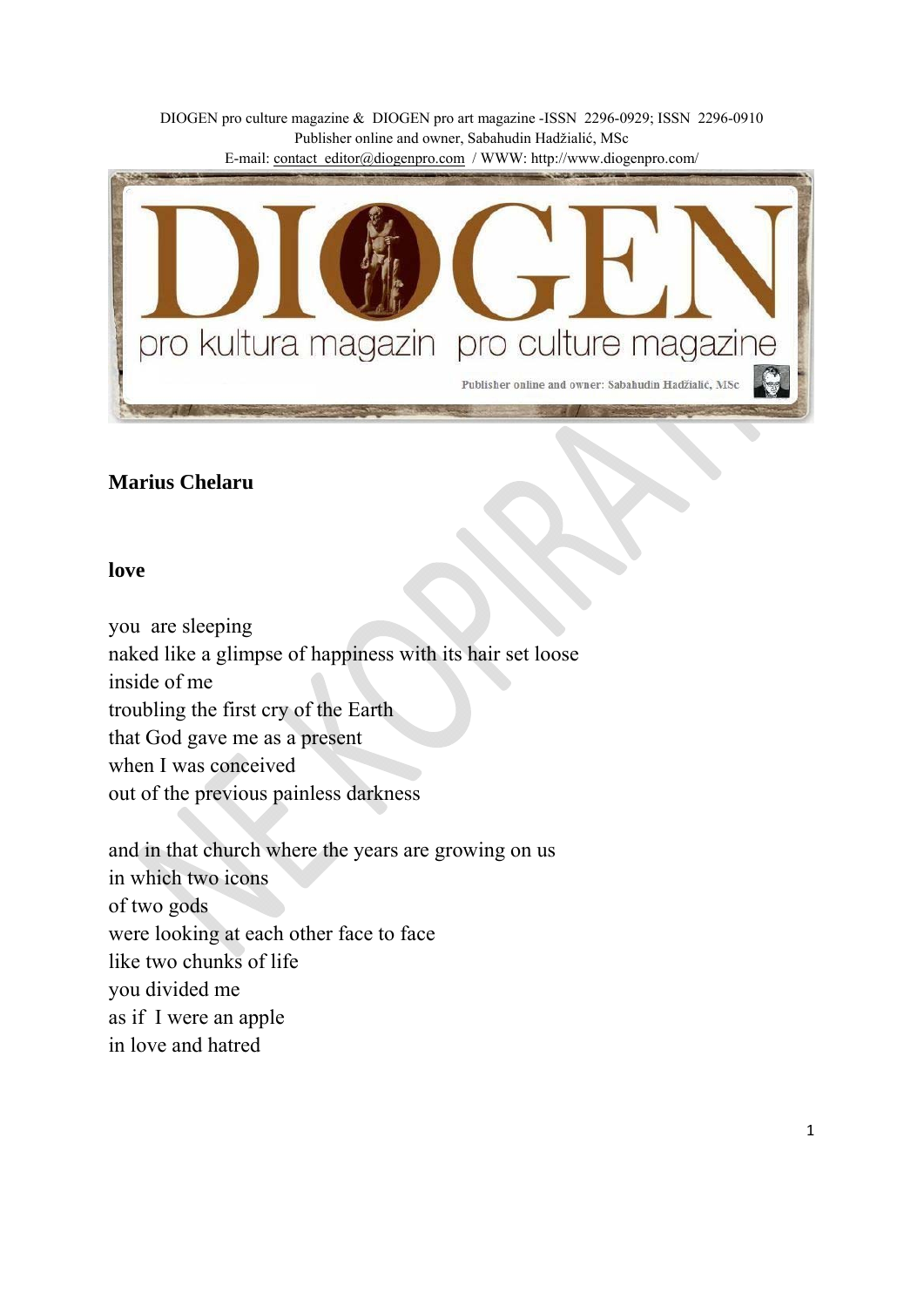DIOGEN pro culture magazine & DIOGEN pro art magazine -ISSN 2296-0929; ISSN 2296-0910
Publisher online and owner, Sabahudin Hadžialić, MSc
E-mail: contact_editor@diogenpro.com / WWW: http://www.diogenpro.com/

## Marius Chelaru

### love

you are sleeping
naked like a glimpse of happiness with its hair set loose
inside of me
troubling the first cry of the Earth
that God gave me as a present
when I was conceived
out of the previous painless darkness

and in that church where the years are growing on us
in which two icons
of two gods
were looking at each other face to face
like two chunks of life
you divided me
as if I were an apple
in love and hatred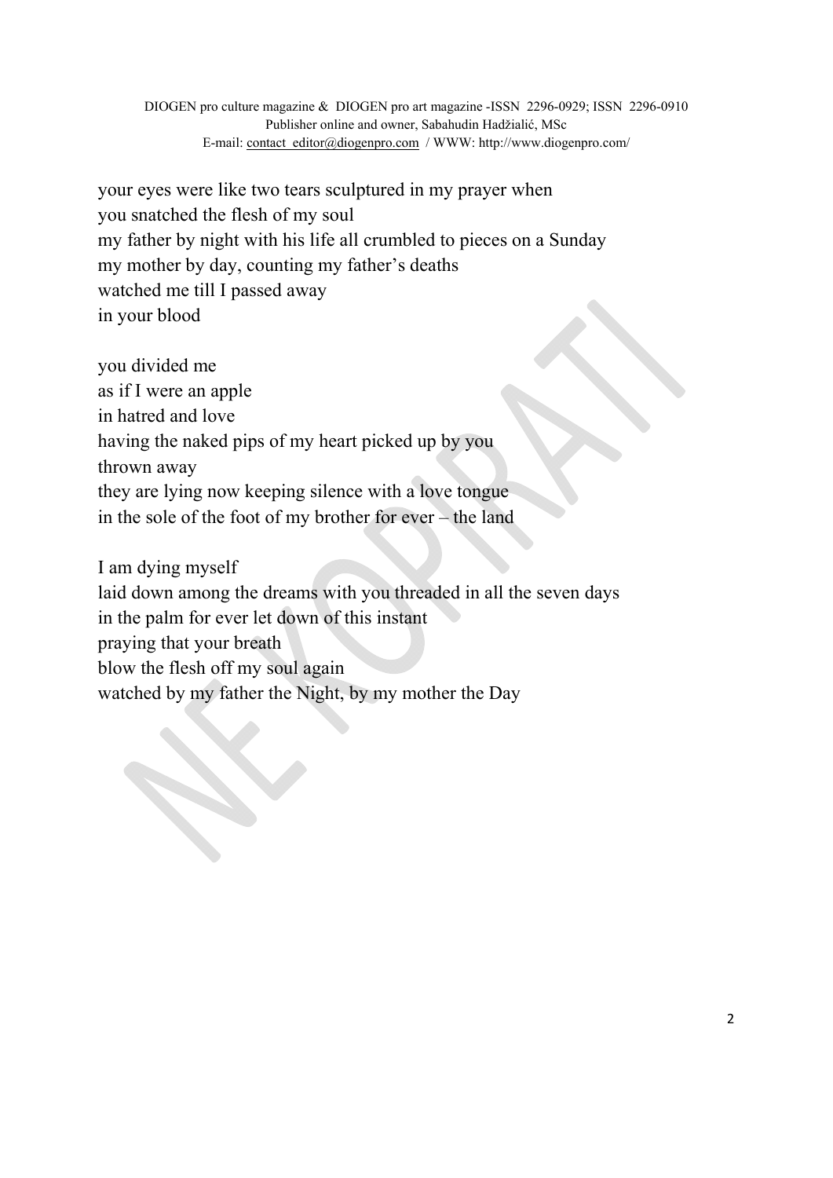your eyes were like two tears sculptured in my prayer when
you snatched the flesh of my soul
my father by night with his life all crumbled to pieces on a Sunday
my mother by day, counting my father's deaths
watched me till I passed away
in your blood

you divided me
as if I were an apple
in hatred and love
having the naked pips of my heart picked up by you
thrown away
they are lying now keeping silence with a love tongue
in the sole of the foot of my brother for ever – the land

I am dying myself
laid down among the dreams with you threaded in all the seven days
in the palm for ever let down of this instant
praying that your breath
blow the flesh off my soul again
watched by my father the Night, by my mother the Day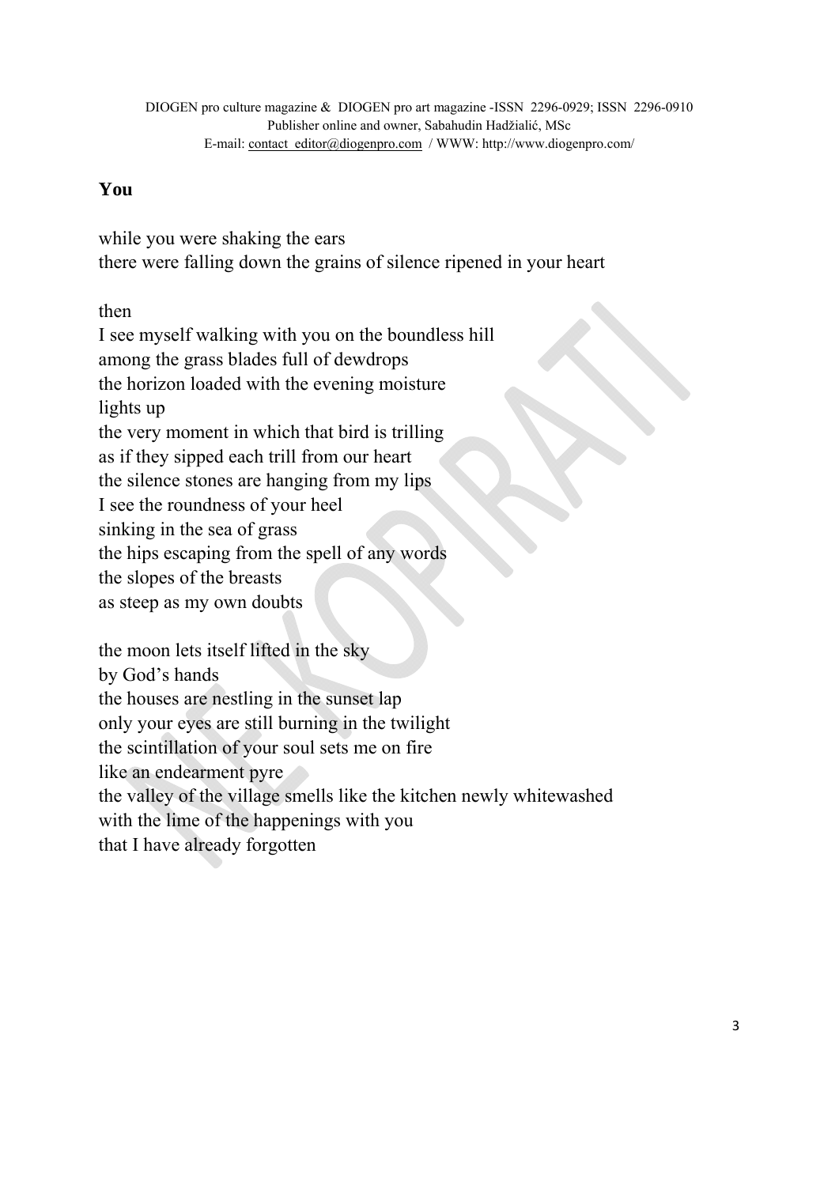## You

while you were shaking the ears  
there were falling down the grains of silence ripened in your heart

then  
I see myself walking with you on the boundless hill  
among the grass blades full of dewdrops  
the horizon loaded with the evening moisture  
lights up  
the very moment in which that bird is trilling  
as if they sipped each trill from our heart  
the silence stones are hanging from my lips  
I see the roundness of your heel  
sinking in the sea of grass  
the hips escaping from the spell of any words  
the slopes of the breasts  
as steep as my own doubts

the moon lets itself lifted in the sky  
by God's hands  
the houses are nestling in the sunset lap  
only your eyes are still burning in the twilight  
the scintillation of your soul sets me on fire  
like an endearment pyre  
the valley of the village smells like the kitchen newly whitewashed  
with the lime of the happenings with you  
that I have already forgotten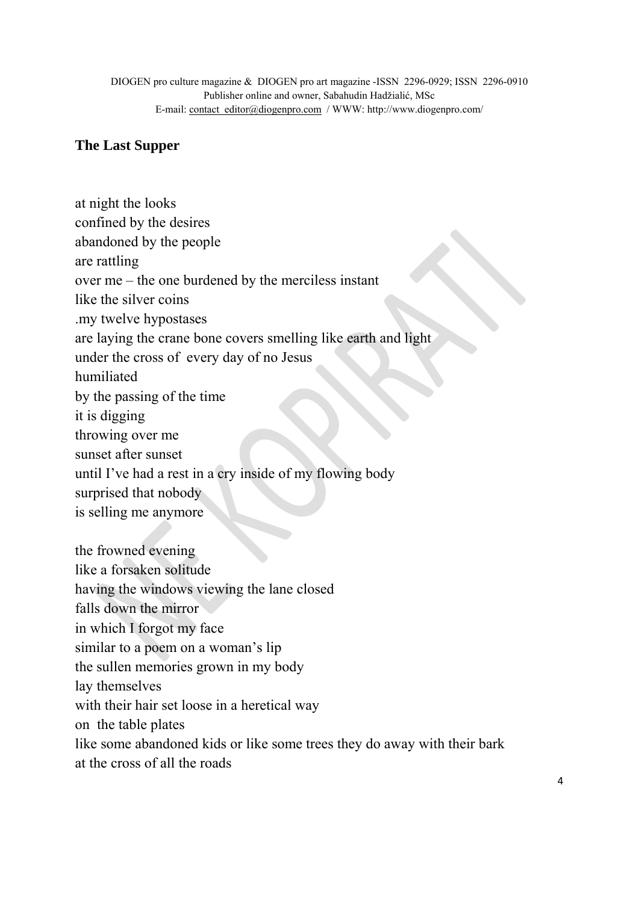## The Last Supper

at night the looks  
confined by the desires  
abandoned by the people  
are rattling  
over me – the one burdened by the merciless instant  
like the silver coins  
.my twelve hypostases  
are laying the crane bone covers smelling like earth and light  
under the cross of every day of no Jesus  
humiliated  
by the passing of the time  
it is digging  
throwing over me  
sunset after sunset  
until I've had a rest in a cry inside of my flowing body  
surprised that nobody  
is selling me anymore

the frowned evening  
like a forsaken solitude  
having the windows viewing the lane closed  
falls down the mirror  
in which I forgot my face  
similar to a poem on a woman's lip  
the sullen memories grown in my body  
lay themselves  
with their hair set loose in a heretical way  
on the table plates  
like some abandoned kids or like some trees they do away with their bark  
at the cross of all the roads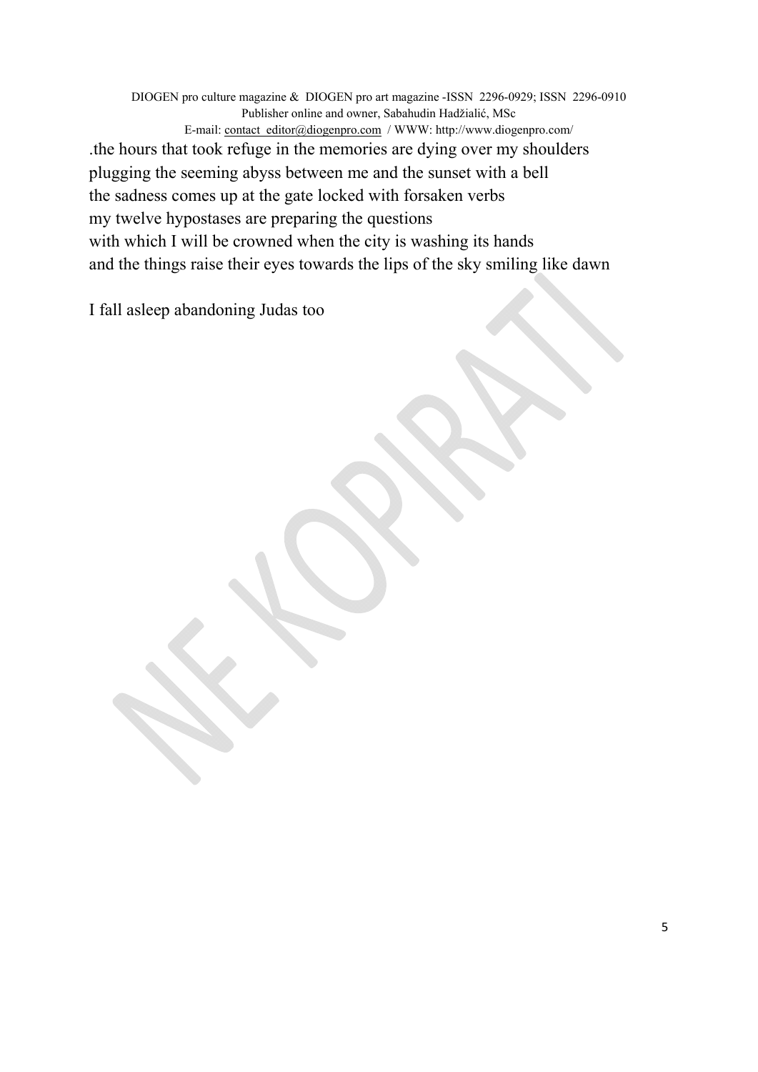.the hours that took refuge in the memories are dying over my shoulders
plugging the seeming abyss between me and the sunset with a bell
the sadness comes up at the gate locked with forsaken verbs
my twelve hypostases are preparing the questions
with which I will be crowned when the city is washing its hands
and the things raise their eyes towards the lips of the sky smiling like dawn

I fall asleep abandoning Judas too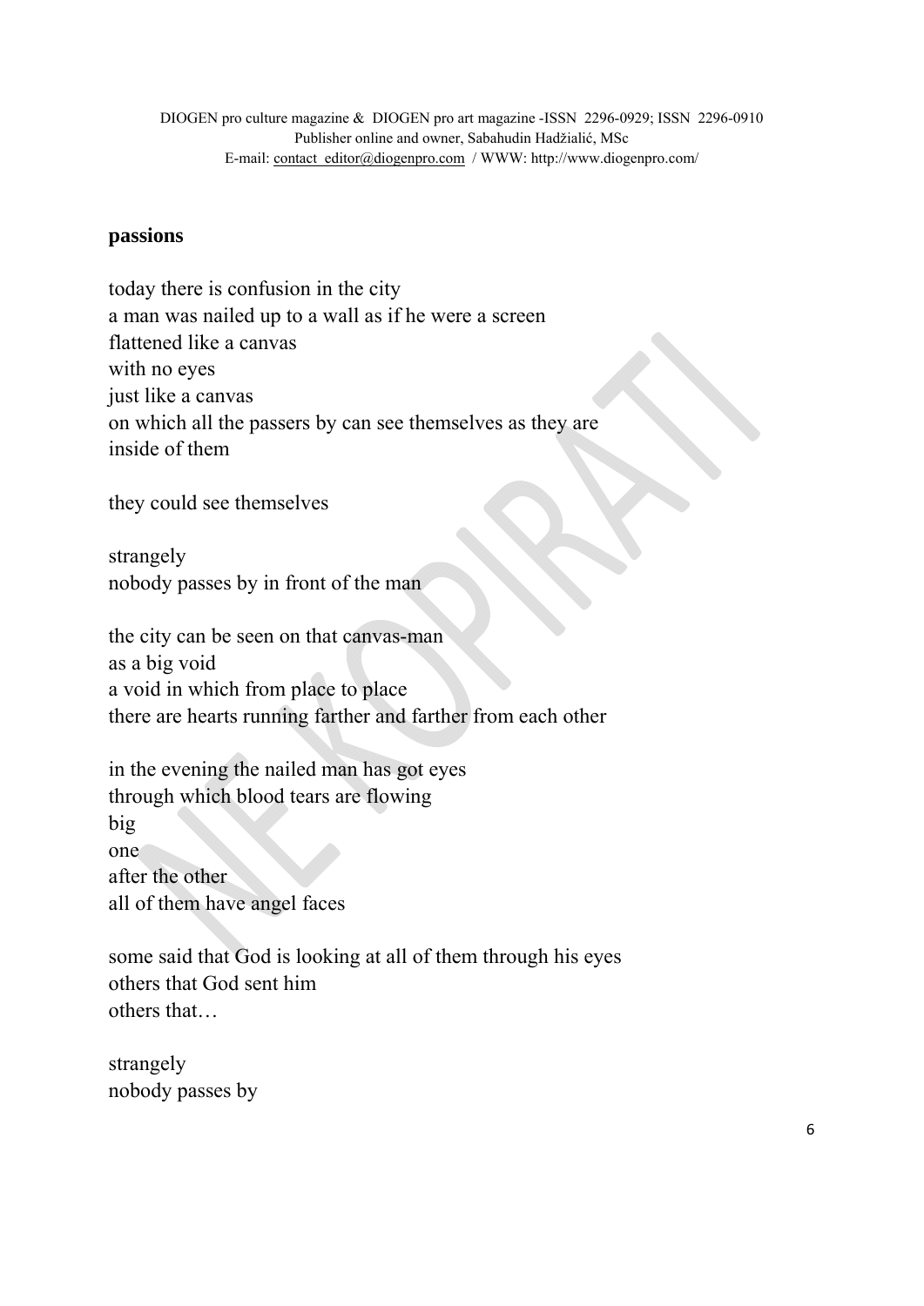**passions**

today there is confusion in the city
a man was nailed up to a wall as if he were a screen
flattened like a canvas
with no eyes
just like a canvas
on which all the passers by can see themselves as they are
inside of them

they could see themselves

strangely
nobody passes by in front of the man

the city can be seen on that canvas-man
as a big void
a void in which from place to place
there are hearts running farther and farther from each other

in the evening the nailed man has got eyes
through which blood tears are flowing
big
one
after the other
all of them have angel faces

some said that God is looking at all of them through his eyes
others that God sent him
others that…

strangely
nobody passes by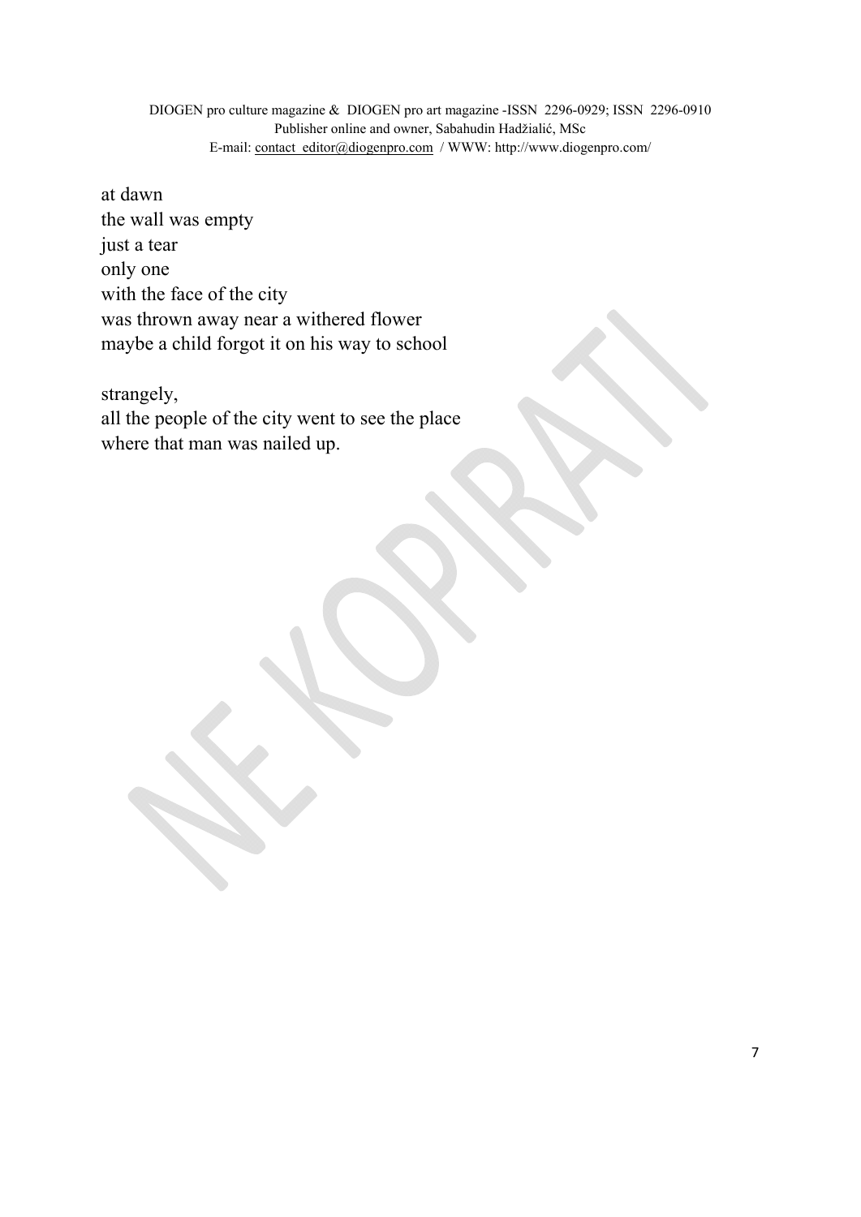at dawn
the wall was empty
just a tear
only one
with the face of the city
was thrown away near a withered flower
maybe a child forgot it on his way to school

strangely,
all the people of the city went to see the place
where that man was nailed up.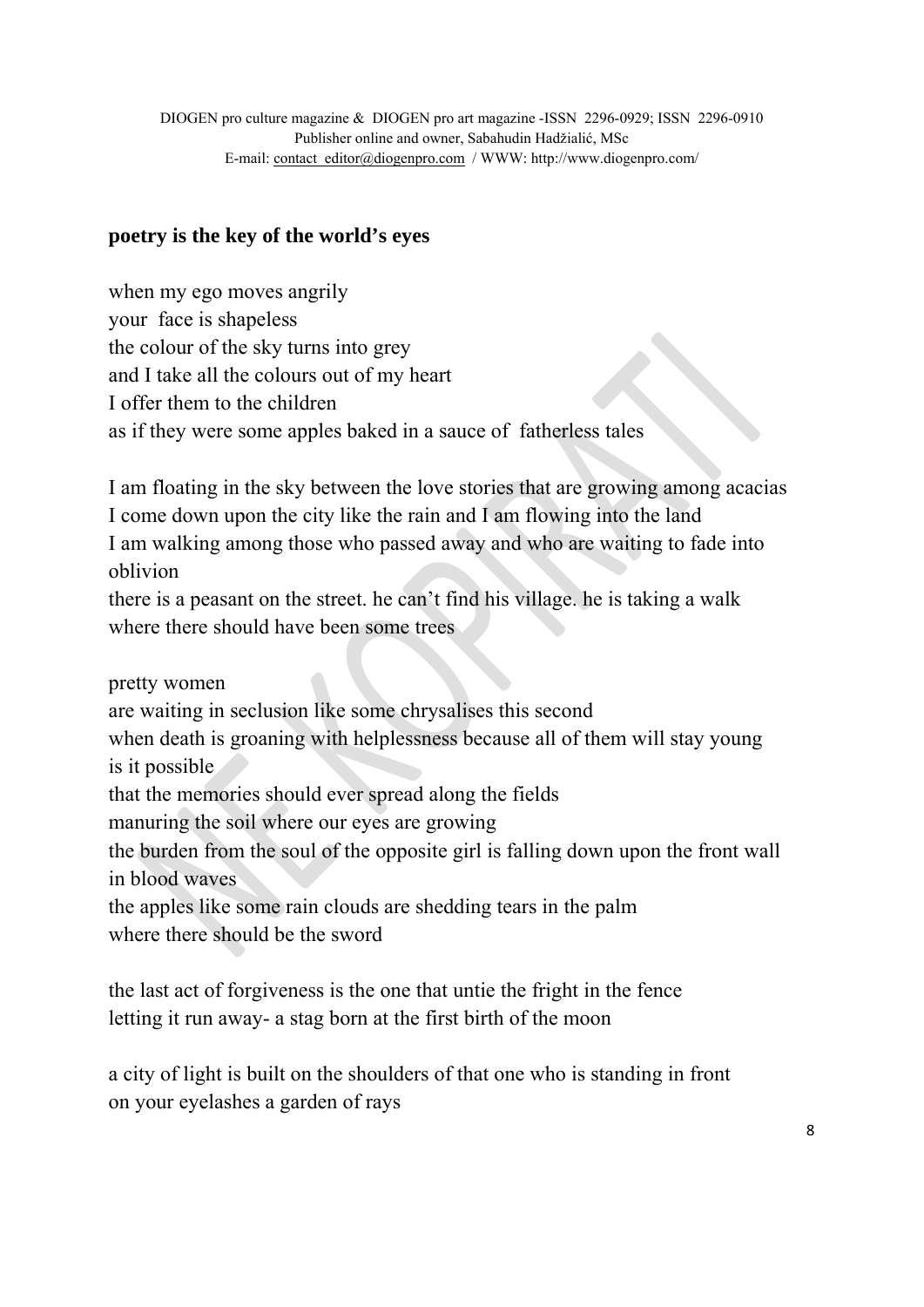**poetry is the key of the world's eyes**

when my ego moves angrily
your face is shapeless
the colour of the sky turns into grey
and I take all the colours out of my heart
I offer them to the children
as if they were some apples baked in a sauce of fatherless tales

I am floating in the sky between the love stories that are growing among acacias
I come down upon the city like the rain and I am flowing into the land
I am walking among those who passed away and who are waiting to fade into oblivion
there is a peasant on the street. he can't find his village. he is taking a walk where there should have been some trees

pretty women
are waiting in seclusion like some chrysalises this second
when death is groaning with helplessness because all of them will stay young
is it possible
that the memories should ever spread along the fields
manuring the soil where our eyes are growing
the burden from the soul of the opposite girl is falling down upon the front wall in blood waves
the apples like some rain clouds are shedding tears in the palm
where there should be the sword

the last act of forgiveness is the one that untie the fright in the fence
letting it run away- a stag born at the first birth of the moon

a city of light is built on the shoulders of that one who is standing in front
on your eyelashes a garden of rays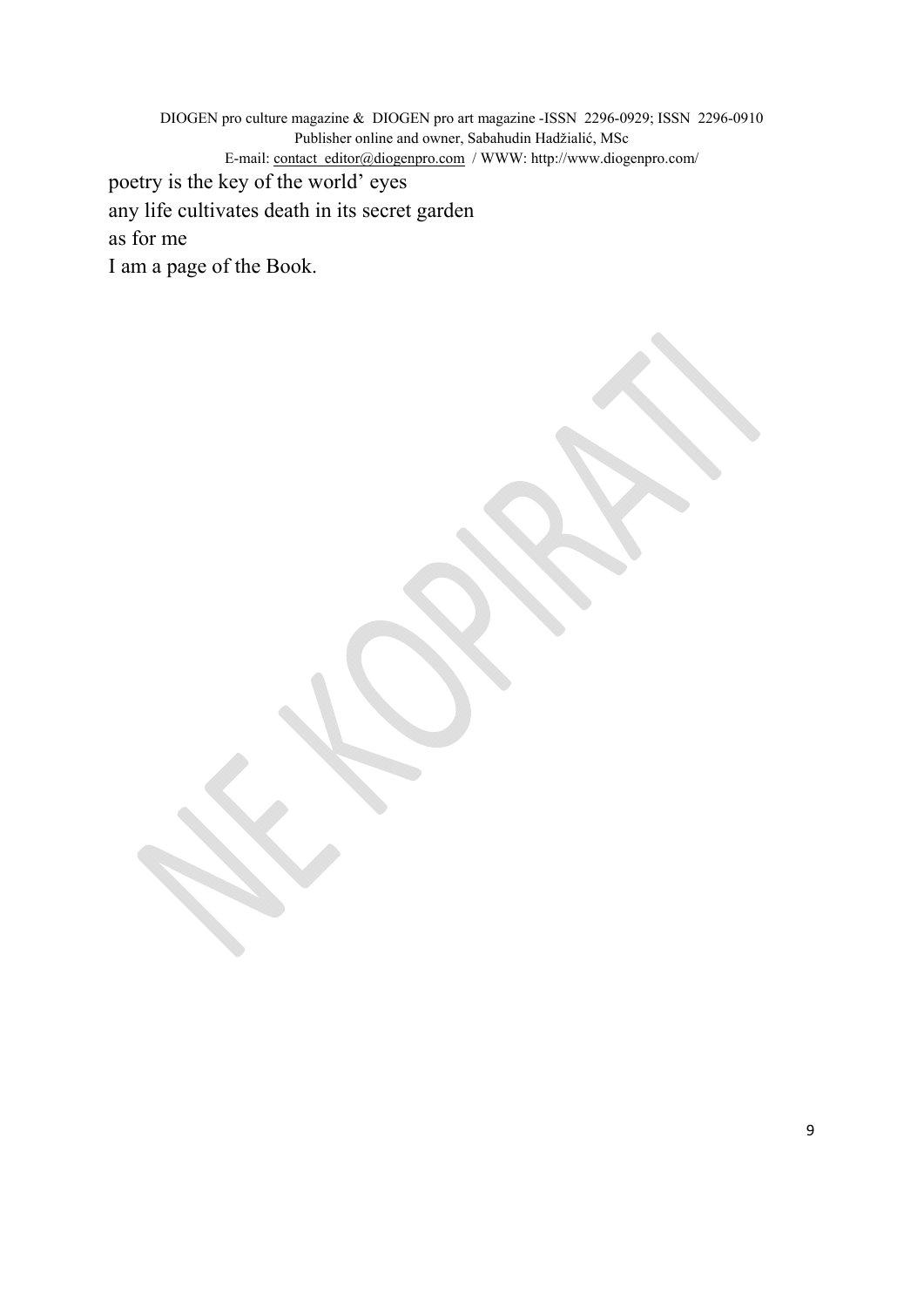poetry is the key of the world' eyes
any life cultivates death in its secret garden
as for me
I am a page of the Book.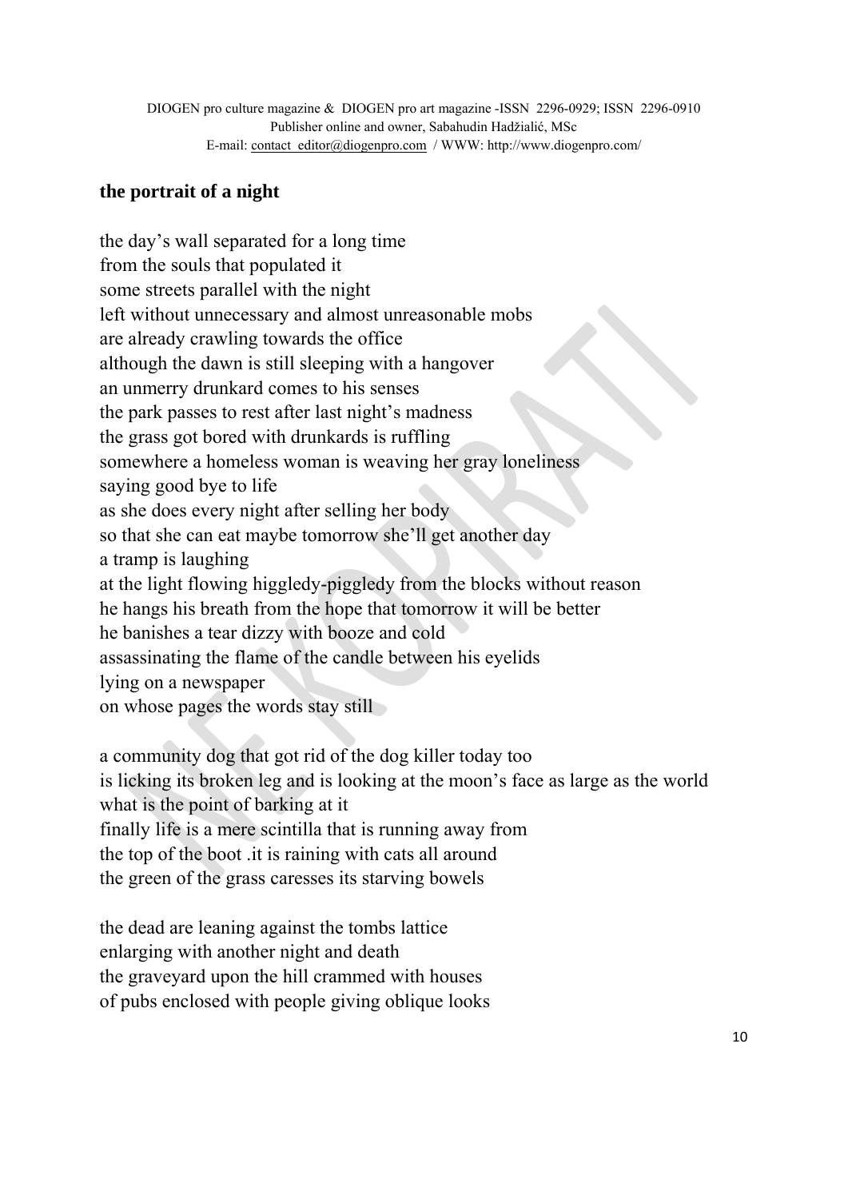## the portrait of a night

the day's wall separated for a long time
from the souls that populated it
some streets parallel with the night
left without unnecessary and almost unreasonable mobs
are already crawling towards the office
although the dawn is still sleeping with a hangover
an unmerry drunkard comes to his senses
the park passes to rest after last night's madness
the grass got bored with drunkards is ruffling
somewhere a homeless woman is weaving her gray loneliness
saying good bye to life
as she does every night after selling her body
so that she can eat maybe tomorrow she'll get another day
a tramp is laughing
at the light flowing higgledy-piggledy from the blocks without reason
he hangs his breath from the hope that tomorrow it will be better
he banishes a tear dizzy with booze and cold
assassinating the flame of the candle between his eyelids
lying on a newspaper
on whose pages the words stay still

a community dog that got rid of the dog killer today too
is licking its broken leg and is looking at the moon's face as large as the world
what is the point of barking at it
finally life is a mere scintilla that is running away from
the top of the boot .it is raining with cats all around
the green of the grass caresses its starving bowels

the dead are leaning against the tombs lattice
enlarging with another night and death
the graveyard upon the hill crammed with houses
of pubs enclosed with people giving oblique looks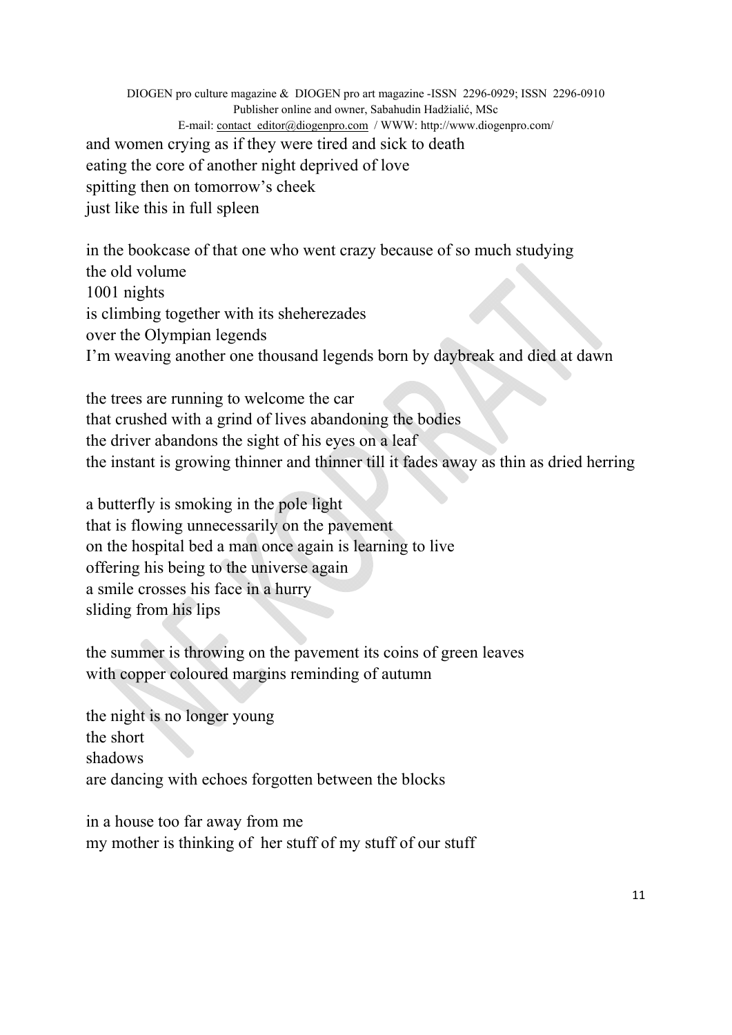and women crying as if they were tired and sick to death
eating the core of another night deprived of love
spitting then on tomorrow's cheek
just like this in full spleen

in the bookcase of that one who went crazy because of so much studying
the old volume
1001 nights
is climbing together with its sheherezades
over the Olympian legends
I'm weaving another one thousand legends born by daybreak and died at dawn

the trees are running to welcome the car
that crushed with a grind of lives abandoning the bodies
the driver abandons the sight of his eyes on a leaf
the instant is growing thinner and thinner till it fades away as thin as dried herring

a butterfly is smoking in the pole light
that is flowing unnecessarily on the pavement
on the hospital bed a man once again is learning to live
offering his being to the universe again
a smile crosses his face in a hurry
sliding from his lips

the summer is throwing on the pavement its coins of green leaves
with copper coloured margins reminding of autumn

the night is no longer young
the short
shadows
are dancing with echoes forgotten between the blocks

in a house too far away from me
my mother is thinking of her stuff of my stuff of our stuff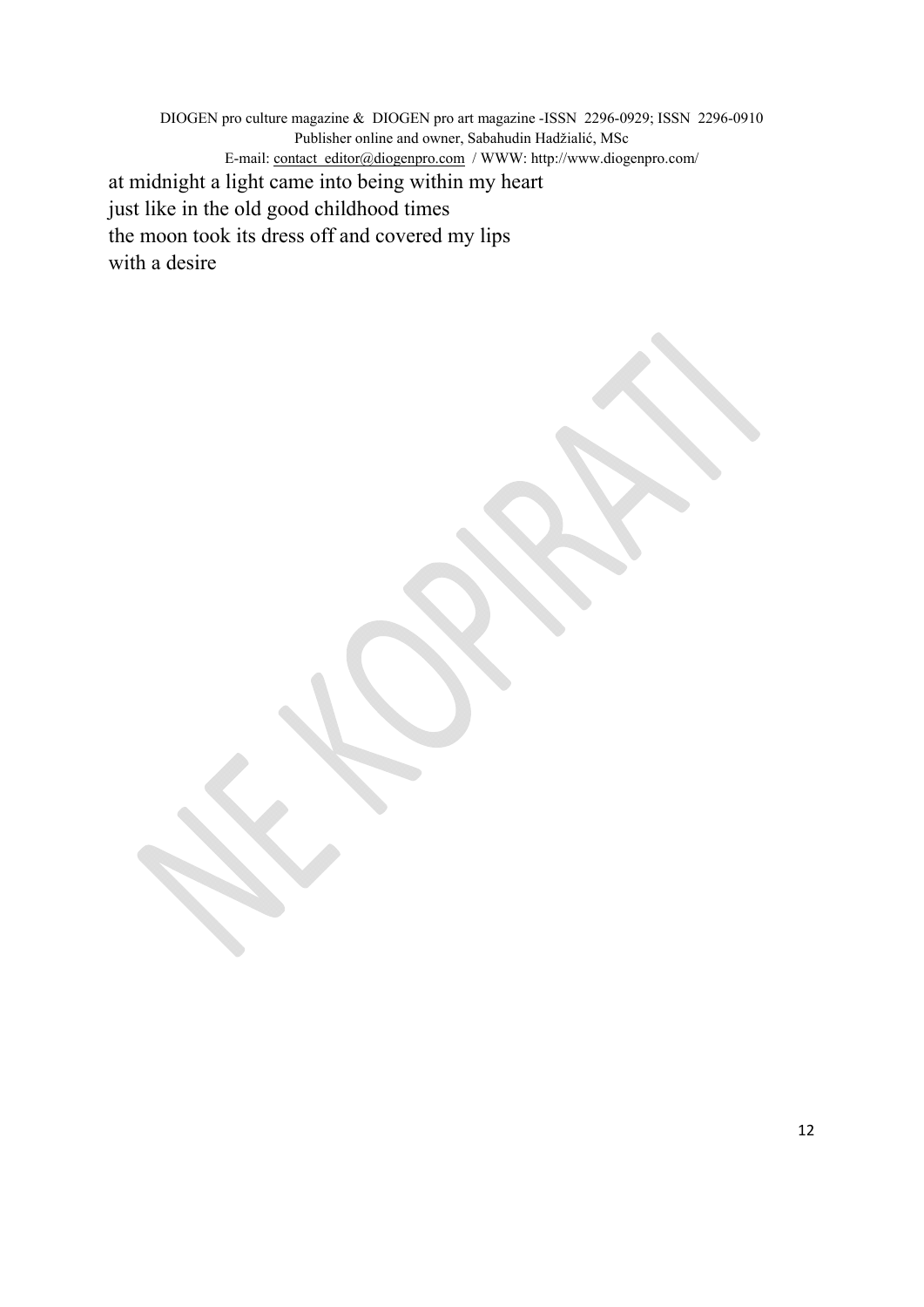at midnight a light came into being within my heart
just like in the old good childhood times
the moon took its dress off and covered my lips
with a desire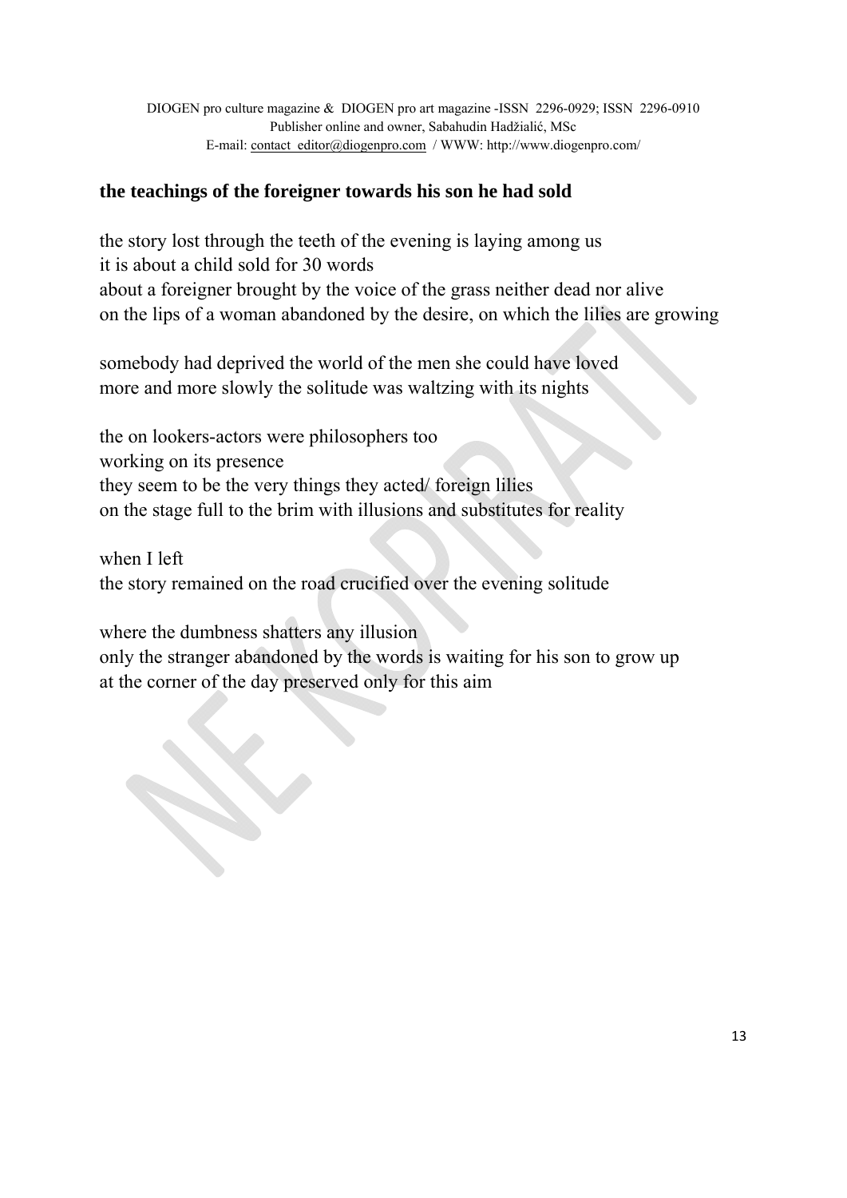**the teachings of the foreigner towards his son he had sold**

the story lost through the teeth of the evening is laying among us
it is about a child sold for 30 words
about a foreigner brought by the voice of the grass neither dead nor alive
on the lips of a woman abandoned by the desire, on which the lilies are growing

somebody had deprived the world of the men she could have loved
more and more slowly the solitude was waltzing with its nights

the on lookers-actors were philosophers too
working on its presence
they seem to be the very things they acted/ foreign lilies
on the stage full to the brim with illusions and substitutes for reality

when I left
the story remained on the road crucified over the evening solitude

where the dumbness shatters any illusion
only the stranger abandoned by the words is waiting for his son to grow up
at the corner of the day preserved only for this aim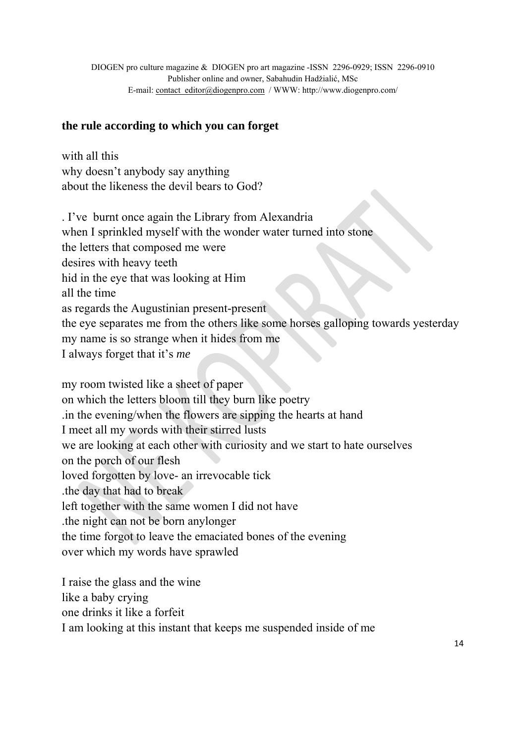**the rule according to which you can forget**

with all this
why doesn't anybody say anything
about the likeness the devil bears to God?

. I've  burnt once again the Library from Alexandria
when I sprinkled myself with the wonder water turned into stone
the letters that composed me were
desires with heavy teeth
hid in the eye that was looking at Him
all the time
as regards the Augustinian present-present
the eye separates me from the others like some horses galloping towards yesterday
my name is so strange when it hides from me
I always forget that it's *me*

my room twisted like a sheet of paper
on which the letters bloom till they burn like poetry
.in the evening/when the flowers are sipping the hearts at hand
I meet all my words with their stirred lusts
we are looking at each other with curiosity and we start to hate ourselves
on the porch of our flesh
loved forgotten by love- an irrevocable tick
.the day that had to break
left together with the same women I did not have
.the night can not be born anylonger
the time forgot to leave the emaciated bones of the evening
over which my words have sprawled

I raise the glass and the wine
like a baby crying
one drinks it like a forfeit
I am looking at this instant that keeps me suspended inside of me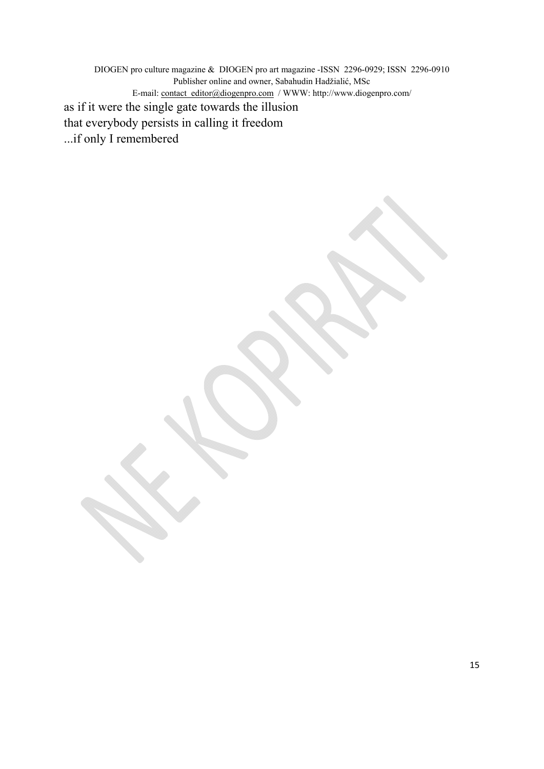as if it were the single gate towards the illusion
that everybody persists in calling it freedom
...if only I remembered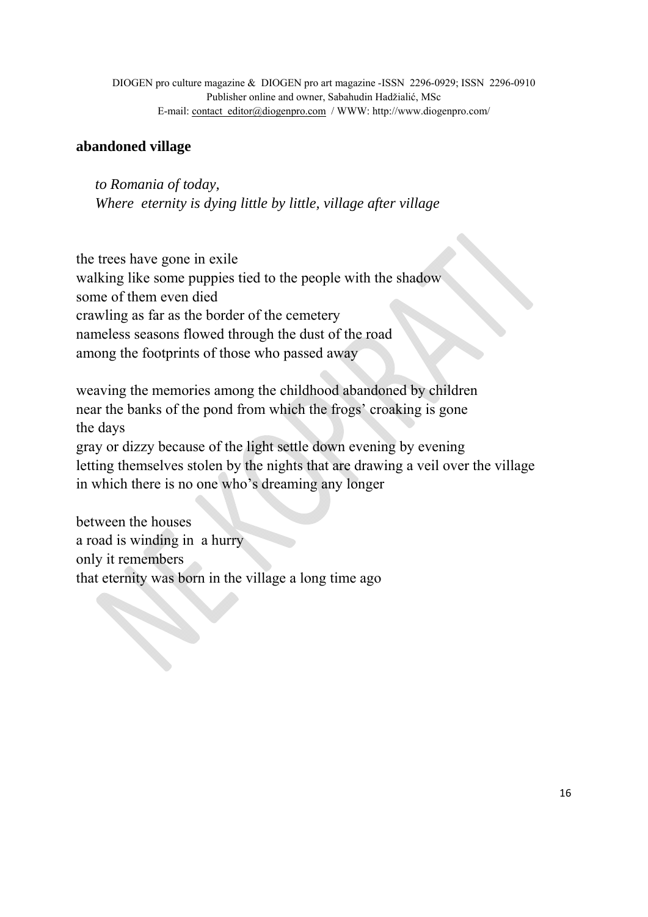**abandoned village**

*to Romania of today,*
*Where eternity is dying little by little, village after village*

the trees have gone in exile
walking like some puppies tied to the people with the shadow
some of them even died
crawling as far as the border of the cemetery
nameless seasons flowed through the dust of the road
among the footprints of those who passed away

weaving the memories among the childhood abandoned by children
near the banks of the pond from which the frogs' croaking is gone
the days
gray or dizzy because of the light settle down evening by evening
letting themselves stolen by the nights that are drawing a veil over the village
in which there is no one who's dreaming any longer

between the houses
a road is winding in a hurry
only it remembers
that eternity was born in the village a long time ago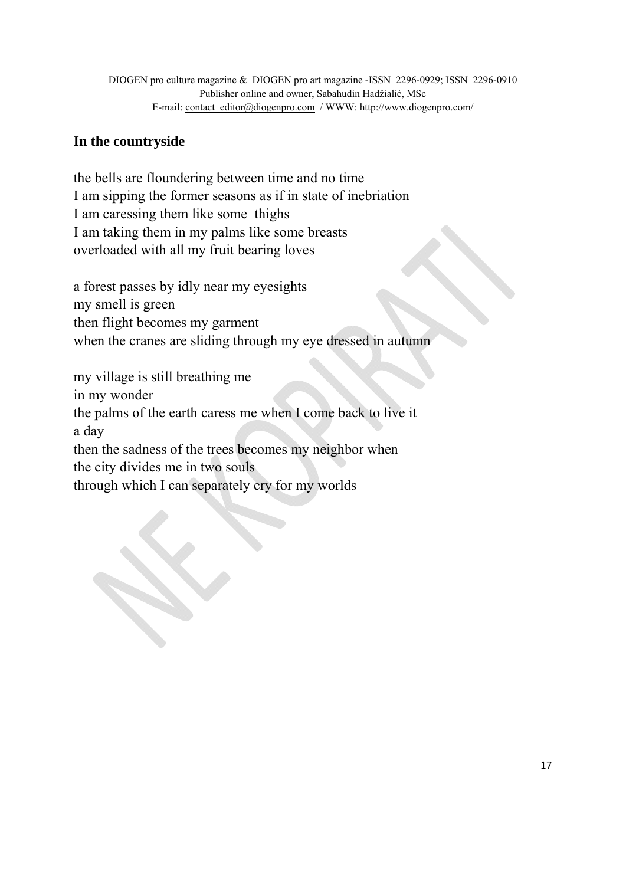## In the countryside

the bells are floundering between time and no time
I am sipping the former seasons as if in state of inebriation
I am caressing them like some thighs
I am taking them in my palms like some breasts
overloaded with all my fruit bearing loves

a forest passes by idly near my eyesights
my smell is green
then flight becomes my garment
when the cranes are sliding through my eye dressed in autumn

my village is still breathing me
in my wonder
the palms of the earth caress me when I come back to live it
a day
then the sadness of the trees becomes my neighbor when
the city divides me in two souls
through which I can separately cry for my worlds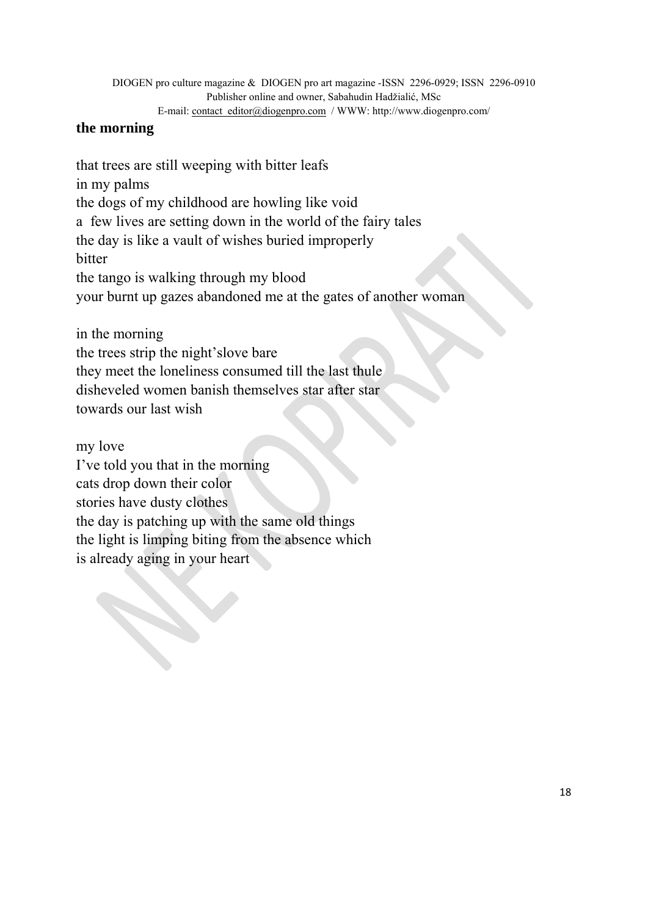**the morning**

that trees are still weeping with bitter leafs  
in my palms  
the dogs of my childhood are howling like void  
a few lives are setting down in the world of the fairy tales  
the day is like a vault of wishes buried improperly  
bitter  
the tango is walking through my blood  
your burnt up gazes abandoned me at the gates of another woman

in the morning  
the trees strip the night'slove bare  
they meet the loneliness consumed till the last thule  
disheveled women banish themselves star after star  
towards our last wish

my love  
I've told you that in the morning  
cats drop down their color  
stories have dusty clothes  
the day is patching up with the same old things  
the light is limping biting from the absence which  
is already aging in your heart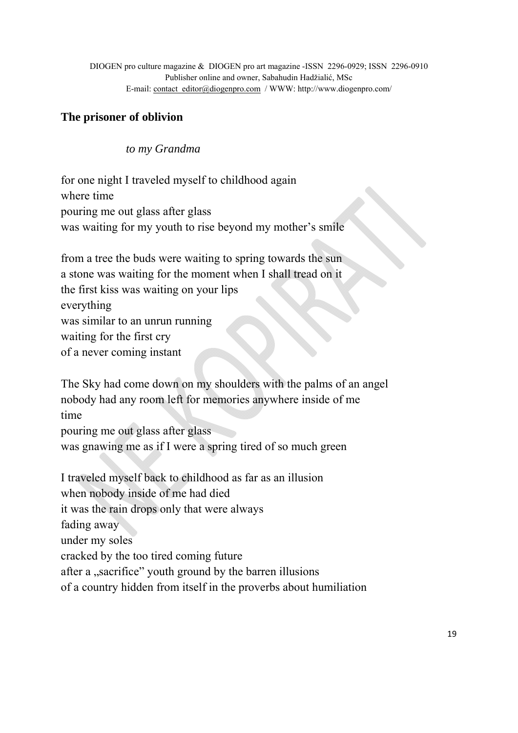## The prisoner of oblivion

*to my Grandma*

for one night I traveled myself to childhood again  
where time  
pouring me out glass after glass  
was waiting for my youth to rise beyond my mother's smile

from a tree the buds were waiting to spring towards the sun  
a stone was waiting for the moment when I shall tread on it  
the first kiss was waiting on your lips  
everything  
was similar to an unrun running  
waiting for the first cry  
of a never coming instant

The Sky had come down on my shoulders with the palms of an angel  
nobody had any room left for memories anywhere inside of me  
time  
pouring me out glass after glass  
was gnawing me as if I were a spring tired of so much green

I traveled myself back to childhood as far as an illusion  
when nobody inside of me had died  
it was the rain drops only that were always  
fading away  
under my soles  
cracked by the too tired coming future  
after a „sacrifice" youth ground by the barren illusions  
of a country hidden from itself in the proverbs about humiliation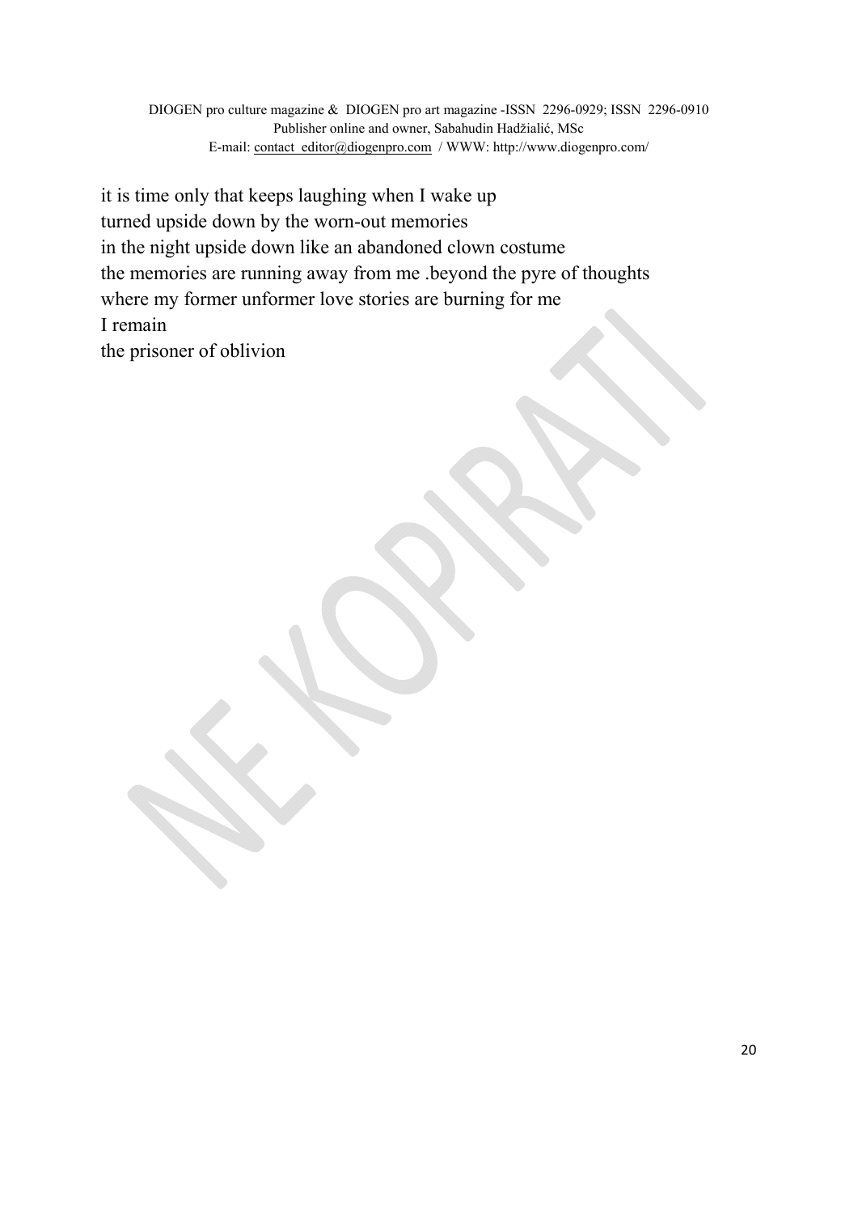it is time only that keeps laughing when I wake up
turned upside down by the worn-out memories
in the night upside down like an abandoned clown costume
the memories are running away from me .beyond the pyre of thoughts
where my former unformer love stories are burning for me
I remain
the prisoner of oblivion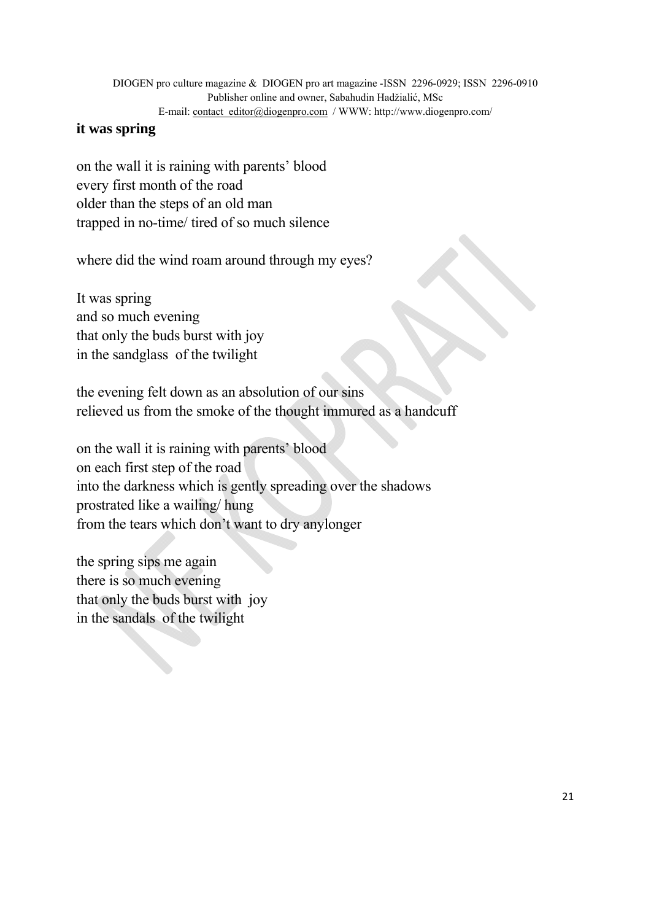**it was spring**

on the wall it is raining with parents' blood  
every first month of the road  
older than the steps of an old man  
trapped in no-time/ tired of so much silence

where did the wind roam around through my eyes?

It was spring  
and so much evening  
that only the buds burst with joy  
in the sandglass of the twilight

the evening felt down as an absolution of our sins  
relieved us from the smoke of the thought immured as a handcuff

on the wall it is raining with parents' blood  
on each first step of the road  
into the darkness which is gently spreading over the shadows  
prostrated like a wailing/ hung  
from the tears which don't want to dry anylonger

the spring sips me again  
there is so much evening  
that only the buds burst with joy  
in the sandals of the twilight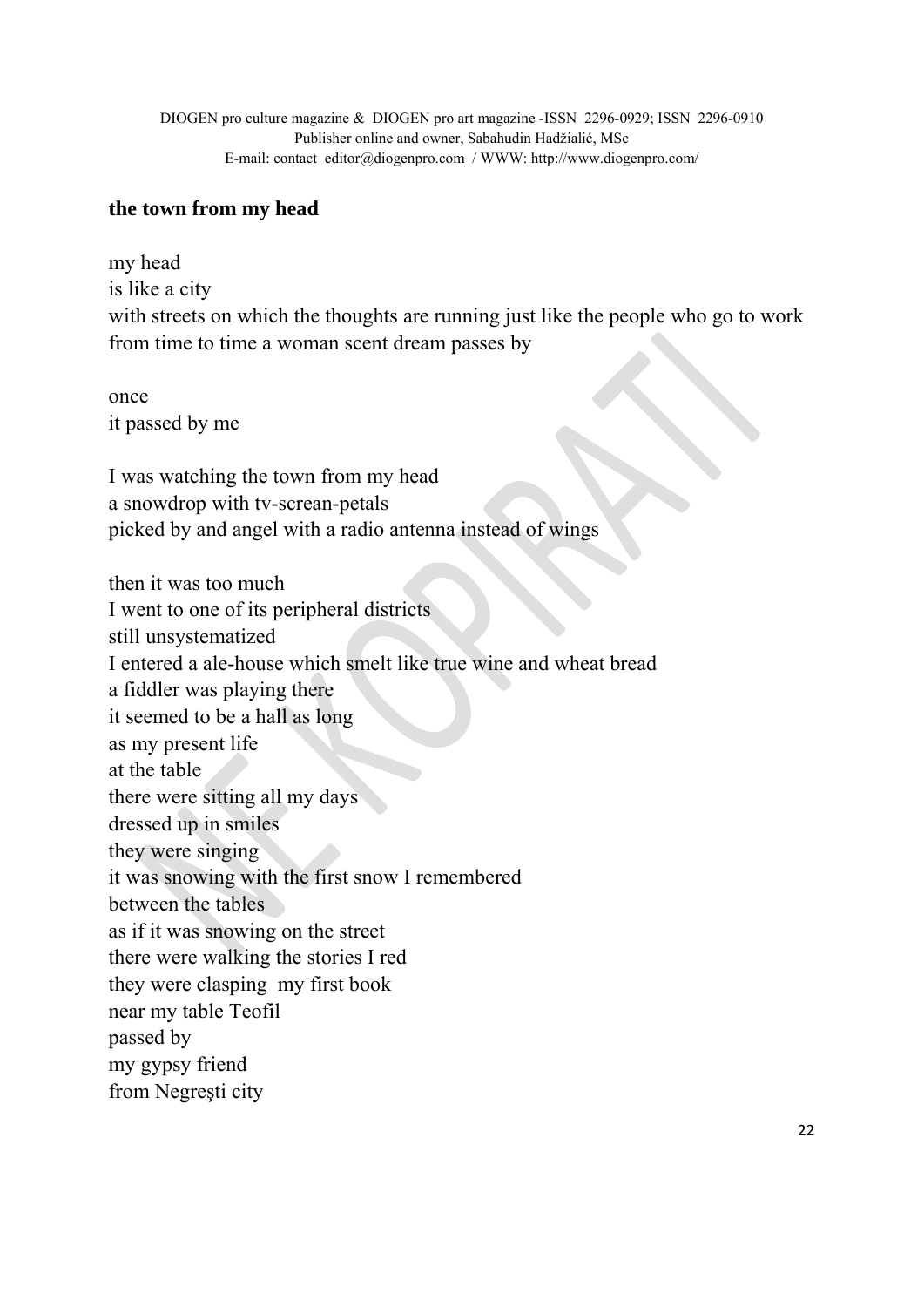**the town from my head**

my head  
is like a city  
with streets on which the thoughts are running just like the people who go to work  
from time to time a woman scent dream passes by

once  
it passed by me

I was watching the town from my head  
a snowdrop with tv-screan-petals  
picked by and angel with a radio antenna instead of wings

then it was too much  
I went to one of its peripheral districts  
still unsystematized  
I entered a ale-house which smelt like true wine and wheat bread  
a fiddler was playing there  
it seemed to be a hall as long  
as my present life  
at the table  
there were sitting all my days  
dressed up in smiles  
they were singing  
it was snowing with the first snow I remembered  
between the tables  
as if it was snowing on the street  
there were walking the stories I red  
they were clasping my first book  
near my table Teofil  
passed by  
my gypsy friend  
from Negreşti city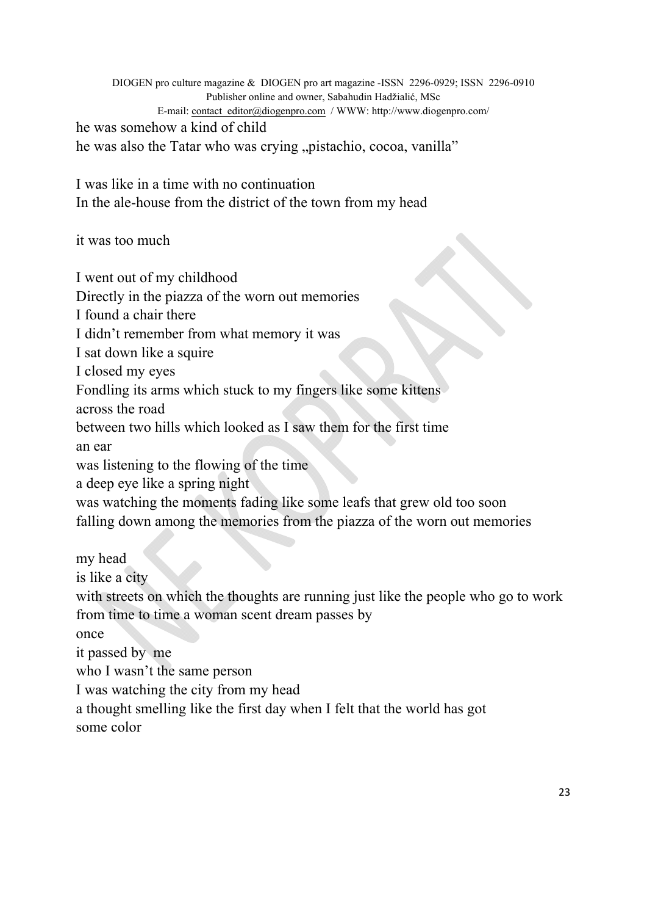he was somehow a kind of child
he was also the Tatar who was crying „pistachio, cocoa, vanilla"

I was like in a time with no continuation
In the ale-house from the district of the town from my head

it was too much

I went out of my childhood
Directly in the piazza of the worn out memories
I found a chair there
I didn't remember from what memory it was
I sat down like a squire
I closed my eyes
Fondling its arms which stuck to my fingers like some kittens
across the road
between two hills which looked as I saw them for the first time
an ear
was listening to the flowing of the time
a deep eye like a spring night
was watching the moments fading like some leafs that grew old too soon
falling down among the memories from the piazza of the worn out memories

my head
is like a city
with streets on which the thoughts are running just like the people who go to work
from time to time a woman scent dream passes by
once
it passed by me
who I wasn't the same person
I was watching the city from my head
a thought smelling like the first day when I felt that the world has got
some color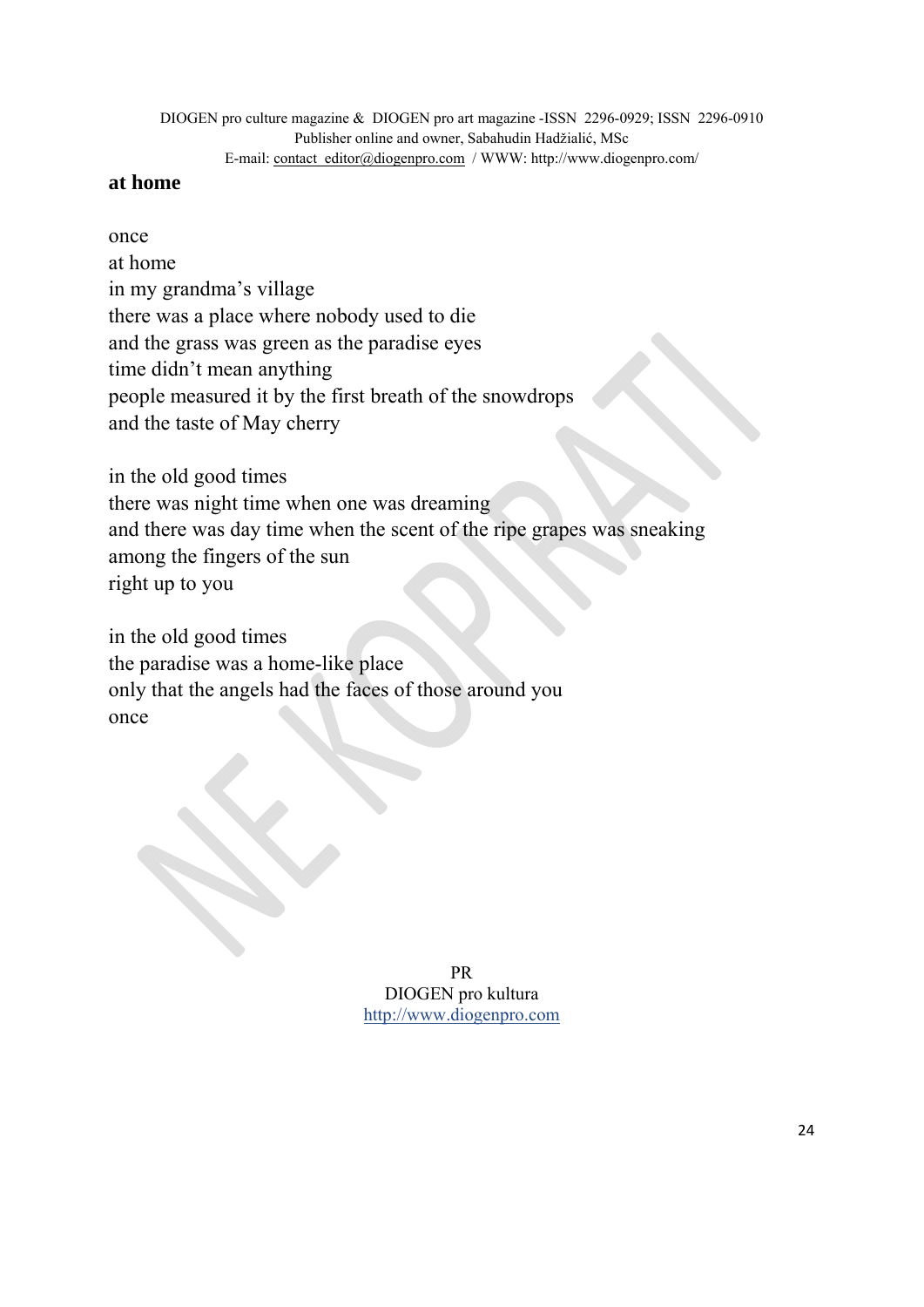**at home**

once
at home
in my grandma's village
there was a place where nobody used to die
and the grass was green as the paradise eyes
time didn't mean anything
people measured it by the first breath of the snowdrops
and the taste of May cherry

in the old good times
there was night time when one was dreaming
and there was day time when the scent of the ripe grapes was sneaking
among the fingers of the sun
right up to you

in the old good times
the paradise was a home-like place
only that the angels had the faces of those around you
once

PR
DIOGEN pro kultura
http://www.diogenpro.com